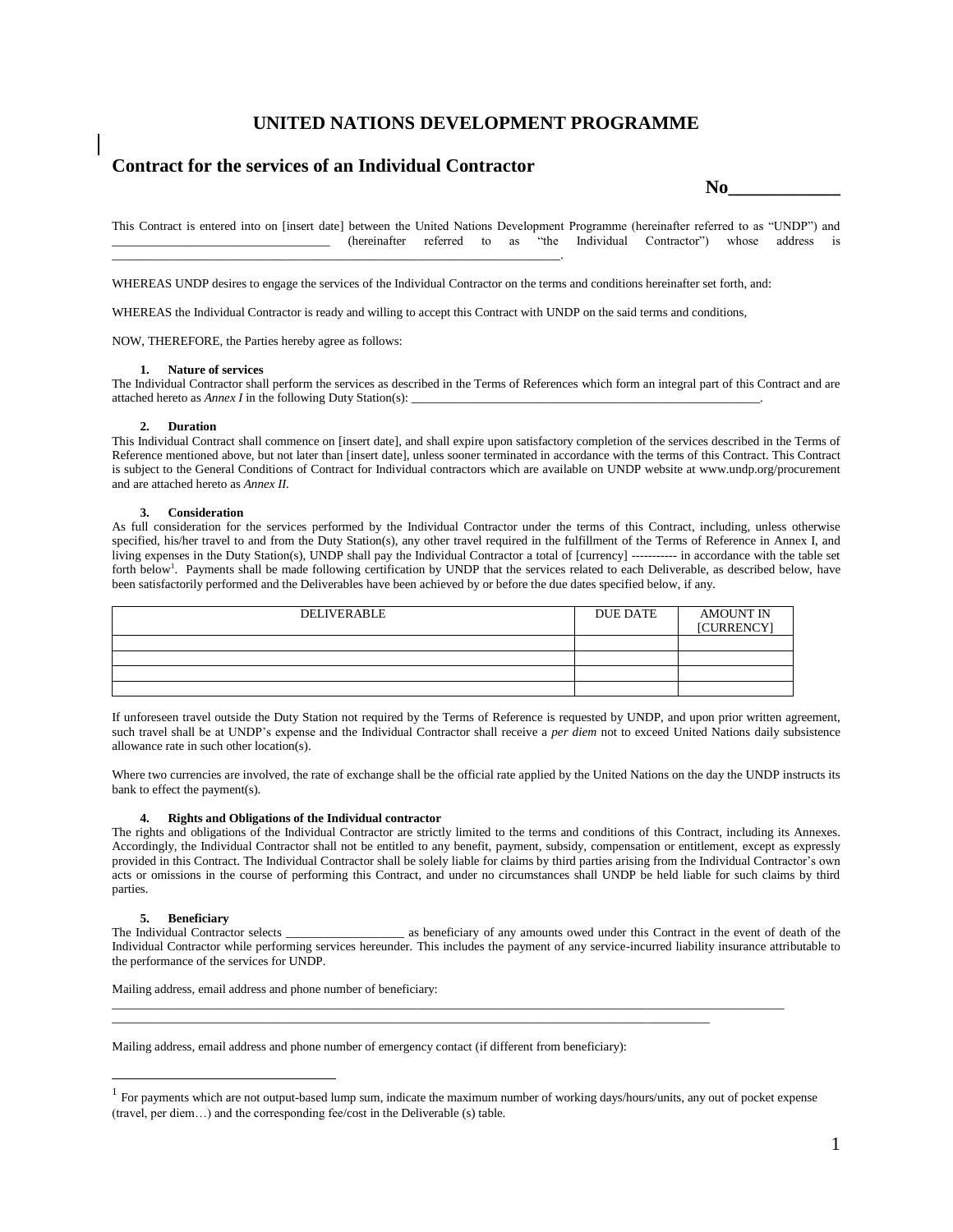# UNITED NATIONS DEVELOPMENT PROGRAMME

## Contract for the services of an Individual Contractor

**No____________**

This Contract is entered into on [insert date] between the United Nations Development Programme (hereinafter referred to as "UNDP") and ________________________________ (hereinafter referred to as "the Individual Contractor") whose address is ______________________________________________________________________.

WHEREAS UNDP desires to engage the services of the Individual Contractor on the terms and conditions hereinafter set forth, and:

WHEREAS the Individual Contractor is ready and willing to accept this Contract with UNDP on the said terms and conditions,

NOW, THEREFORE, the Parties hereby agree as follows:

**1. Nature of services**

The Individual Contractor shall perform the services as described in the Terms of References which form an integral part of this Contract and are attached hereto as *Annex I* in the following Duty Station(s): ________________________________________________________.

**2. Duration**

This Individual Contract shall commence on [insert date], and shall expire upon satisfactory completion of the services described in the Terms of Reference mentioned above, but not later than [insert date], unless sooner terminated in accordance with the terms of this Contract. This Contract is subject to the General Conditions of Contract for Individual contractors which are available on UNDP website at www.undp.org/procurement and are attached hereto as *Annex II.*

**3. Consideration**

As full consideration for the services performed by the Individual Contractor under the terms of this Contract, including, unless otherwise specified, his/her travel to and from the Duty Station(s), any other travel required in the fulfillment of the Terms of Reference in Annex I, and living expenses in the Duty Station(s), UNDP shall pay the Individual Contractor a total of [currency] ----------- in accordance with the table set forth below[1]. Payments shall be made following certification by UNDP that the services related to each Deliverable, as described below, have been satisfactorily performed and the Deliverables have been achieved by or before the due dates specified below, if any.

| DELIVERABLE | DUE DATE | AMOUNT IN [CURRENCY] |
|---|---|---|
| | | |
| | | |
| | | |
| | | |

If unforeseen travel outside the Duty Station not required by the Terms of Reference is requested by UNDP, and upon prior written agreement, such travel shall be at UNDP's expense and the Individual Contractor shall receive a *per diem* not to exceed United Nations daily subsistence allowance rate in such other location(s).

Where two currencies are involved, the rate of exchange shall be the official rate applied by the United Nations on the day the UNDP instructs its bank to effect the payment(s).

**4. Rights and Obligations of the Individual contractor**

The rights and obligations of the Individual Contractor are strictly limited to the terms and conditions of this Contract, including its Annexes. Accordingly, the Individual Contractor shall not be entitled to any benefit, payment, subsidy, compensation or entitlement, except as expressly provided in this Contract. The Individual Contractor shall be solely liable for claims by third parties arising from the Individual Contractor's own acts or omissions in the course of performing this Contract, and under no circumstances shall UNDP be held liable for such claims by third parties.

**5. Beneficiary**

The Individual Contractor selects __________________ as beneficiary of any amounts owed under this Contract in the event of death of the Individual Contractor while performing services hereunder. This includes the payment of any service-incurred liability insurance attributable to the performance of the services for UNDP.

Mailing address, email address and phone number of beneficiary:

______________________________________________________________________________________________________
______________________________________________________________________________________________

Mailing address, email address and phone number of emergency contact (if different from beneficiary):

---

[1] For payments which are not output-based lump sum, indicate the maximum number of working days/hours/units, any out of pocket expense (travel, per diem…) and the corresponding fee/cost in the Deliverable (s) table.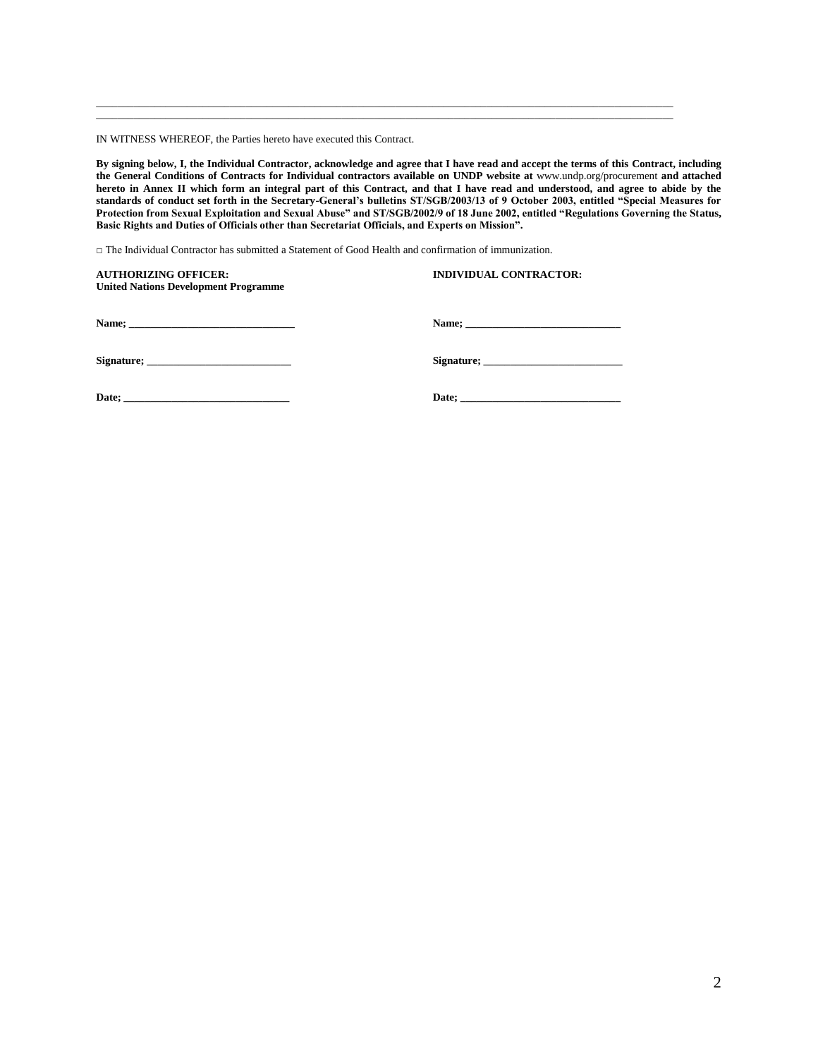\_\_\_\_\_\_\_\_\_\_\_\_\_\_\_\_\_\_\_\_\_\_\_\_\_\_\_\_\_\_\_\_\_\_\_\_\_\_\_\_\_\_\_\_\_\_\_\_\_\_\_\_\_\_\_\_\_\_\_\_\_\_\_\_\_\_\_\_\_\_\_\_\_\_\_\_\_\_\_\_\_\_\_\_\_\_\_\_\_\_\_\_\_\_\_\_\_\_\_\_\_\_
\_\_\_\_\_\_\_\_\_\_\_\_\_\_\_\_\_\_\_\_\_\_\_\_\_\_\_\_\_\_\_\_\_\_\_\_\_\_\_\_\_\_\_\_\_\_\_\_\_\_\_\_\_\_\_\_\_\_\_\_\_\_\_\_\_\_\_\_\_\_\_\_\_\_\_\_\_\_\_\_\_\_\_\_\_\_\_\_\_\_\_\_\_\_\_\_\_\_\_\_\_\_

IN WITNESS WHEREOF, the Parties hereto have executed this Contract.

**By signing below, I, the Individual Contractor, acknowledge and agree that I have read and accept the terms of this Contract, including the General Conditions of Contracts for Individual contractors available on UNDP website at** www.undp.org/procurement **and attached hereto in Annex II which form an integral part of this Contract, and that I have read and understood, and agree to abide by the standards of conduct set forth in the Secretary-General's bulletins ST/SGB/2003/13 of 9 October 2003, entitled "Special Measures for Protection from Sexual Exploitation and Sexual Abuse" and ST/SGB/2002/9 of 18 June 2002, entitled "Regulations Governing the Status, Basic Rights and Duties of Officials other than Secretariat Officials, and Experts on Mission".**

□ The Individual Contractor has submitted a Statement of Good Health and confirmation of immunization.

| | |
|---|---|
| **AUTHORIZING OFFICER:**<br>**United Nations Development Programme** | **INDIVIDUAL CONTRACTOR:** |
| **Name; \_\_\_\_\_\_\_\_\_\_\_\_\_\_\_\_\_\_\_\_\_\_\_\_\_\_\_\_\_\_\_** | **Name; \_\_\_\_\_\_\_\_\_\_\_\_\_\_\_\_\_\_\_\_\_\_\_\_\_\_\_\_\_** |
| **Signature; \_\_\_\_\_\_\_\_\_\_\_\_\_\_\_\_\_\_\_\_\_\_\_\_\_\_\_** | **Signature; \_\_\_\_\_\_\_\_\_\_\_\_\_\_\_\_\_\_\_\_\_\_\_\_\_\_** |
| **Date; \_\_\_\_\_\_\_\_\_\_\_\_\_\_\_\_\_\_\_\_\_\_\_\_\_\_\_\_\_\_\_** | **Date; \_\_\_\_\_\_\_\_\_\_\_\_\_\_\_\_\_\_\_\_\_\_\_\_\_\_\_\_\_\_** |